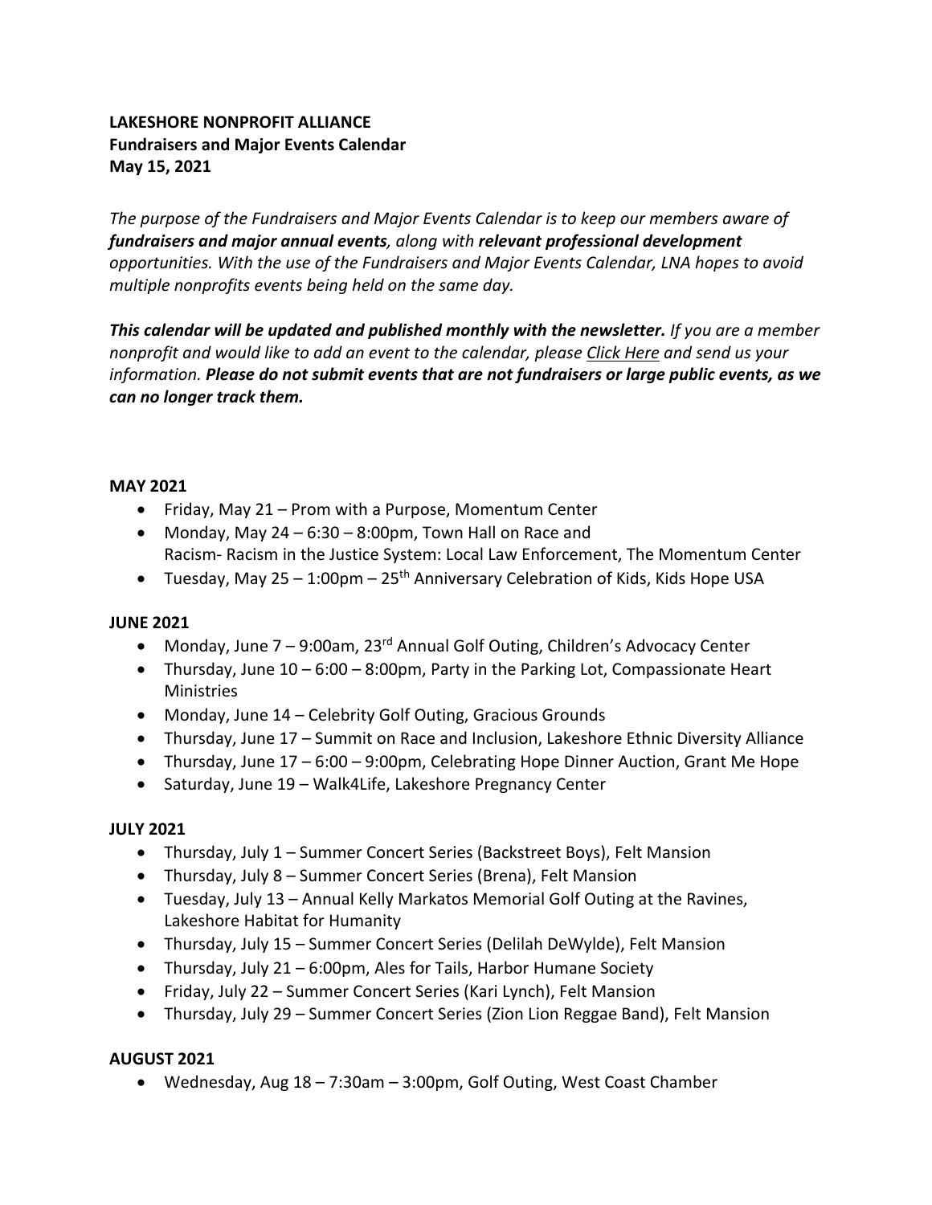**LAKESHORE NONPROFIT ALLIANCE**
**Fundraisers and Major Events Calendar**
**May 15, 2021**

*The purpose of the Fundraisers and Major Events Calendar is to keep our members aware of* ***fundraisers and major annual events****, along with* ***relevant professional development*** *opportunities. With the use of the Fundraisers and Major Events Calendar, LNA hopes to avoid multiple nonprofits events being held on the same day.*

***This calendar will be updated and published monthly with the newsletter.*** *If you are a member nonprofit and would like to add an event to the calendar, please Click Here and send us your information.* ***Please do not submit events that are not fundraisers or large public events, as we can no longer track them.***

**MAY 2021**

- Friday, May 21 – Prom with a Purpose, Momentum Center
- Monday, May 24 – 6:30 – 8:00pm, Town Hall on Race and Racism- Racism in the Justice System: Local Law Enforcement, The Momentum Center
- Tuesday, May 25 – 1:00pm – 25th Anniversary Celebration of Kids, Kids Hope USA

**JUNE 2021**

- Monday, June 7 – 9:00am, 23rd Annual Golf Outing, Children's Advocacy Center
- Thursday, June 10 – 6:00 – 8:00pm, Party in the Parking Lot, Compassionate Heart Ministries
- Monday, June 14 – Celebrity Golf Outing, Gracious Grounds
- Thursday, June 17 – Summit on Race and Inclusion, Lakeshore Ethnic Diversity Alliance
- Thursday, June 17 – 6:00 – 9:00pm, Celebrating Hope Dinner Auction, Grant Me Hope
- Saturday, June 19 – Walk4Life, Lakeshore Pregnancy Center

**JULY 2021**

- Thursday, July 1 – Summer Concert Series (Backstreet Boys), Felt Mansion
- Thursday, July 8 – Summer Concert Series (Brena), Felt Mansion
- Tuesday, July 13 – Annual Kelly Markatos Memorial Golf Outing at the Ravines, Lakeshore Habitat for Humanity
- Thursday, July 15 – Summer Concert Series (Delilah DeWylde), Felt Mansion
- Thursday, July 21 – 6:00pm, Ales for Tails, Harbor Humane Society
- Friday, July 22 – Summer Concert Series (Kari Lynch), Felt Mansion
- Thursday, July 29 – Summer Concert Series (Zion Lion Reggae Band), Felt Mansion

**AUGUST 2021**

- Wednesday, Aug 18 – 7:30am – 3:00pm, Golf Outing, West Coast Chamber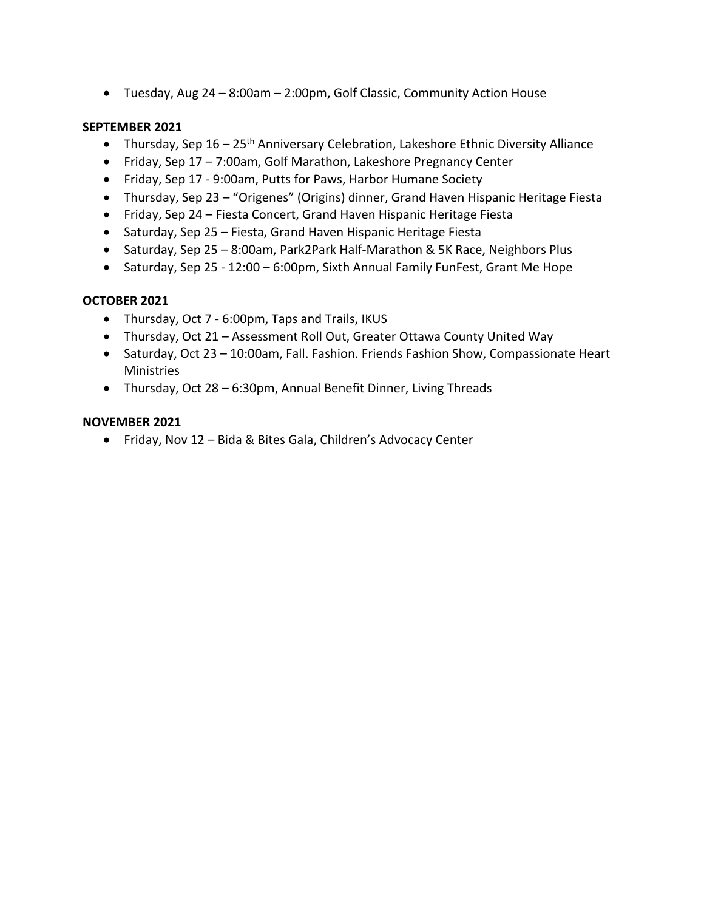- Tuesday, Aug 24 – 8:00am – 2:00pm, Golf Classic, Community Action House

**SEPTEMBER 2021**

- Thursday, Sep 16 – 25th Anniversary Celebration, Lakeshore Ethnic Diversity Alliance
- Friday, Sep 17 – 7:00am, Golf Marathon, Lakeshore Pregnancy Center
- Friday, Sep 17 - 9:00am, Putts for Paws, Harbor Humane Society
- Thursday, Sep 23 – "Origenes" (Origins) dinner, Grand Haven Hispanic Heritage Fiesta
- Friday, Sep 24 – Fiesta Concert, Grand Haven Hispanic Heritage Fiesta
- Saturday, Sep 25 – Fiesta, Grand Haven Hispanic Heritage Fiesta
- Saturday, Sep 25 – 8:00am, Park2Park Half-Marathon & 5K Race, Neighbors Plus
- Saturday, Sep 25 - 12:00 – 6:00pm, Sixth Annual Family FunFest, Grant Me Hope

**OCTOBER 2021**

- Thursday, Oct 7 - 6:00pm, Taps and Trails, IKUS
- Thursday, Oct 21 – Assessment Roll Out, Greater Ottawa County United Way
- Saturday, Oct 23 – 10:00am, Fall. Fashion. Friends Fashion Show, Compassionate Heart Ministries
- Thursday, Oct 28 – 6:30pm, Annual Benefit Dinner, Living Threads

**NOVEMBER 2021**

- Friday, Nov 12 – Bida & Bites Gala, Children's Advocacy Center